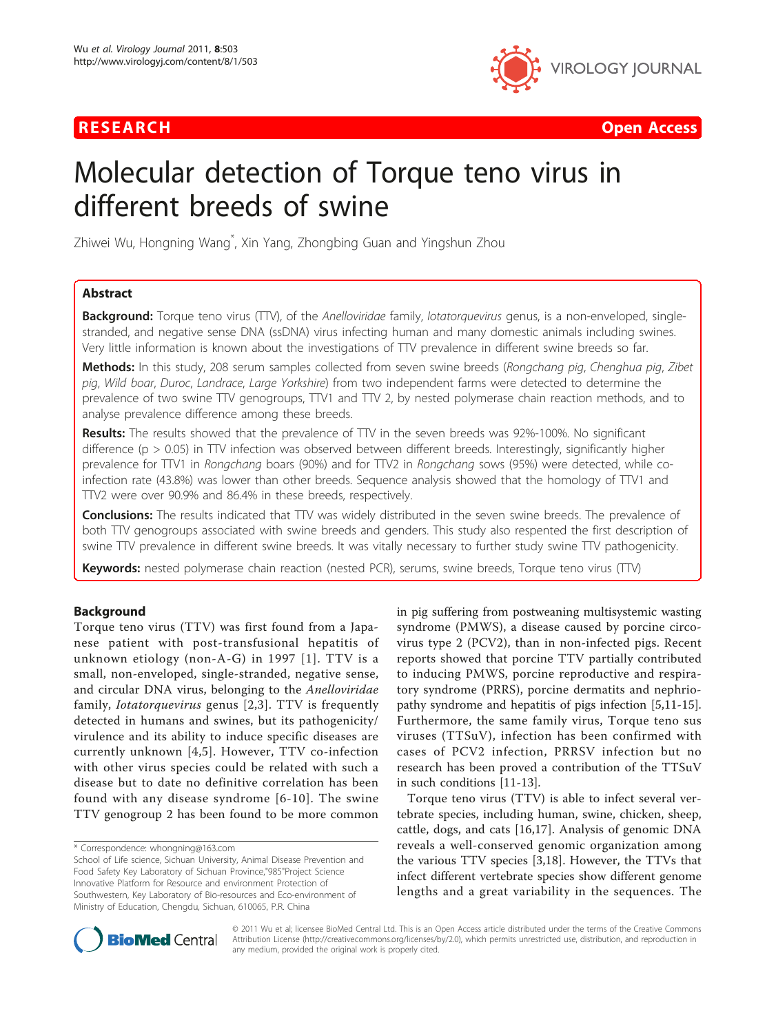# Molecular detection of Torque teno virus in different breeds of swine

Zhiwei Wu, Hongning Wang*, Xin Yang, Zhongbing Guan and Yingshun Zhou

## Abstract

**Background:** Torque teno virus (TTV), of the *Anelloviridae* family, *Iotatorquevirus* genus, is a non-enveloped, single-stranded, and negative sense DNA (ssDNA) virus infecting human and many domestic animals including swines. Very little information is known about the investigations of TTV prevalence in different swine breeds so far.

**Methods:** In this study, 208 serum samples collected from seven swine breeds (*Rongchang pig*, *Chenghua pig*, *Zibet pig*, *Wild boar*, *Duroc*, *Landrace*, *Large Yorkshire*) from two independent farms were detected to determine the prevalence of two swine TTV genogroups, TTV1 and TTV 2, by nested polymerase chain reaction methods, and to analyse prevalence difference among these breeds.

**Results:** The results showed that the prevalence of TTV in the seven breeds was 92%-100%. No significant difference ($p > 0.05$) in TTV infection was observed between different breeds. Interestingly, significantly higher prevalence for TTV1 in *Rongchang* boars (90%) and for TTV2 in *Rongchang* sows (95%) were detected, while co-infection rate (43.8%) was lower than other breeds. Sequence analysis showed that the homology of TTV1 and TTV2 were over 90.9% and 86.4% in these breeds, respectively.

**Conclusions:** The results indicated that TTV was widely distributed in the seven swine breeds. The prevalence of both TTV genogroups associated with swine breeds and genders. This study also respented the first description of swine TTV prevalence in different swine breeds. It was vitally necessary to further study swine TTV pathogenicity.

**Keywords:** nested polymerase chain reaction (nested PCR), serums, swine breeds, Torque teno virus (TTV)

## Background

Torque teno virus (TTV) was first found from a Japanese patient with post-transfusional hepatitis of unknown etiology (non-A-G) in 1997 [1]. TTV is a small, non-enveloped, single-stranded, negative sense, and circular DNA virus, belonging to the *Anelloviridae* family, *Iotatorquevirus* genus [2,3]. TTV is frequently detected in humans and swines, but its pathogenicity/virulence and its ability to induce specific diseases are currently unknown [4,5]. However, TTV co-infection with other virus species could be related with such a disease but to date no definitive correlation has been found with any disease syndrome [6-10]. The swine TTV genogroup 2 has been found to be more common in pig suffering from postweaning multisystemic wasting syndrome (PMWS), a disease caused by porcine circovirus type 2 (PCV2), than in non-infected pigs. Recent reports showed that porcine TTV partially contributed to inducing PMWS, porcine reproductive and respiratory syndrome (PRRS), porcine dermatits and nephriopathy syndrome and hepatitis of pigs infection [5,11-15]. Furthermore, the same family virus, Torque teno sus viruses (TTSuV), infection has been confirmed with cases of PCV2 infection, PRRSV infection but no research has been proved a contribution of the TTSuV in such conditions [11-13].

Torque teno virus (TTV) is able to infect several vertebrate species, including human, swine, chicken, sheep, cattle, dogs, and cats [16,17]. Analysis of genomic DNA reveals a well-conserved genomic organization among the various TTV species [3,18]. However, the TTVs that infect different vertebrate species show different genome lengths and a great variability in the sequences. The

* Correspondence: whongning@163.com
School of Life science, Sichuan University, Animal Disease Prevention and Food Safety Key Laboratory of Sichuan Province,"985"Project Science Innovative Platform for Resource and environment Protection of Southwestern, Key Laboratory of Bio-resources and Eco-environment of Ministry of Education, Chengdu, Sichuan, 610065, P.R. China

© 2011 Wu et al; licensee BioMed Central Ltd. This is an Open Access article distributed under the terms of the Creative Commons Attribution License (http://creativecommons.org/licenses/by/2.0), which permits unrestricted use, distribution, and reproduction in any medium, provided the original work is properly cited.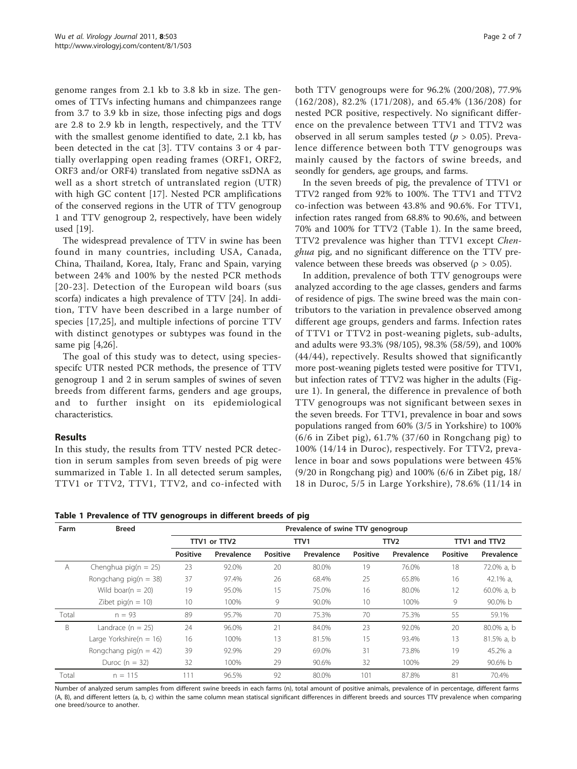genome ranges from 2.1 kb to 3.8 kb in size. The genomes of TTVs infecting humans and chimpanzees range from 3.7 to 3.9 kb in size, those infecting pigs and dogs are 2.8 to 2.9 kb in length, respectively, and the TTV with the smallest genome identified to date, 2.1 kb, has been detected in the cat [3]. TTV contains 3 or 4 partially overlapping open reading frames (ORF1, ORF2, ORF3 and/or ORF4) translated from negative ssDNA as well as a short stretch of untranslated region (UTR) with high GC content [17]. Nested PCR amplifications of the conserved regions in the UTR of TTV genogroup 1 and TTV genogroup 2, respectively, have been widely used [19].

The widespread prevalence of TTV in swine has been found in many countries, including USA, Canada, China, Thailand, Korea, Italy, Franc and Spain, varying between 24% and 100% by the nested PCR methods [20-23]. Detection of the European wild boars (sus scorfa) indicates a high prevalence of TTV [24]. In addition, TTV have been described in a large number of species [17,25], and multiple infections of porcine TTV with distinct genotypes or subtypes was found in the same pig [4,26].

The goal of this study was to detect, using species-specifc UTR nested PCR methods, the presence of TTV genogroup 1 and 2 in serum samples of swines of seven breeds from different farms, genders and age groups, and to further insight on its epidemiological characteristics.

## Results

In this study, the results from TTV nested PCR detection in serum samples from seven breeds of pig were summarized in Table 1. In all detected serum samples, TTV1 or TTV2, TTV1, TTV2, and co-infected with both TTV genogroups were for 96.2% (200/208), 77.9% (162/208), 82.2% (171/208), and 65.4% (136/208) for nested PCR positive, respectively. No significant difference on the prevalence between TTV1 and TTV2 was observed in all serum samples tested ($p > 0.05$). Prevalence difference between both TTV genogroups was mainly caused by the factors of swine breeds, and seondly for genders, age groups, and farms.

In the seven breeds of pig, the prevalence of TTV1 or TTV2 ranged from 92% to 100%. The TTV1 and TTV2 co-infection was between 43.8% and 90.6%. For TTV1, infection rates ranged from 68.8% to 90.6%, and between 70% and 100% for TTV2 (Table 1). In the same breed, TTV2 prevalence was higher than TTV1 except *Chenghua* pig, and no significant difference on the TTV prevalence between these breeds was observed ($\rho > 0.05$).

In addition, prevalence of both TTV genogroups were analyzed according to the age classes, genders and farms of residence of pigs. The swine breed was the main contributors to the variation in prevalence observed among different age groups, genders and farms. Infection rates of TTV1 or TTV2 in post-weaning piglets, sub-adults, and adults were 93.3% (98/105), 98.3% (58/59), and 100% (44/44), repectively. Results showed that significantly more post-weaning piglets tested were positive for TTV1, but infection rates of TTV2 was higher in the adults (Figure 1). In general, the difference in prevalence of both TTV genogroups was not significant between sexes in the seven breeds. For TTV1, prevalence in boar and sows populations ranged from 60% (3/5 in Yorkshire) to 100% (6/6 in Zibet pig), 61.7% (37/60 in Rongchang pig) to 100% (14/14 in Duroc), respectively. For TTV2, prevalence in boar and sows populations were between 45% (9/20 in Rongchang pig) and 100% (6/6 in Zibet pig, 18/18 in Duroc, 5/5 in Large Yorkshire), 78.6% (11/14 in

**Table 1 Prevalence of TTV genogroups in different breeds of pig**

| Farm | Breed | Prevalence of swine TTV genogroup | | | | | | | |
|---|---|---|---|---|---|---|---|---|---|
| | | TTV1 or TTV2 | | TTV1 | | TTV2 | | TTV1 and TTV2 | |
| | | Positive | Prevalence | Positive | Prevalence | Positive | Prevalence | Positive | Prevalence |
| A | Chenghua pig(n = 25) | 23 | 92.0% | 20 | 80.0% | 19 | 76.0% | 18 | 72.0% a, b |
| | Rongchang pig(n = 38) | 37 | 97.4% | 26 | 68.4% | 25 | 65.8% | 16 | 42.1% a, |
| | Wild boar(n = 20) | 19 | 95.0% | 15 | 75.0% | 16 | 80.0% | 12 | 60.0% a, b |
| | Zibet pig(n = 10) | 10 | 100% | 9 | 90.0% | 10 | 100% | 9 | 90.0% b |
| Total | n = 93 | 89 | 95.7% | 70 | 75.3% | 70 | 75.3% | 55 | 59.1% |
| B | Landrace (n = 25) | 24 | 96.0% | 21 | 84.0% | 23 | 92.0% | 20 | 80.0% a, b |
| | Large Yorkshire(n = 16) | 16 | 100% | 13 | 81.5% | 15 | 93.4% | 13 | 81.5% a, b |
| | Rongchang pig(n = 42) | 39 | 92.9% | 29 | 69.0% | 31 | 73.8% | 19 | 45.2% a |
| | Duroc (n = 32) | 32 | 100% | 29 | 90.6% | 32 | 100% | 29 | 90.6% b |
| Total | n = 115 | 111 | 96.5% | 92 | 80.0% | 101 | 87.8% | 81 | 70.4% |

Number of analyzed serum samples from different swine breeds in each farms (n), total amount of positive animals, prevalence of in percentage, different farms (A, B), and different letters (a, b, c) within the same column mean statiscal significant differences in different breeds and sources TTV prevalence when comparing one breed/source to another.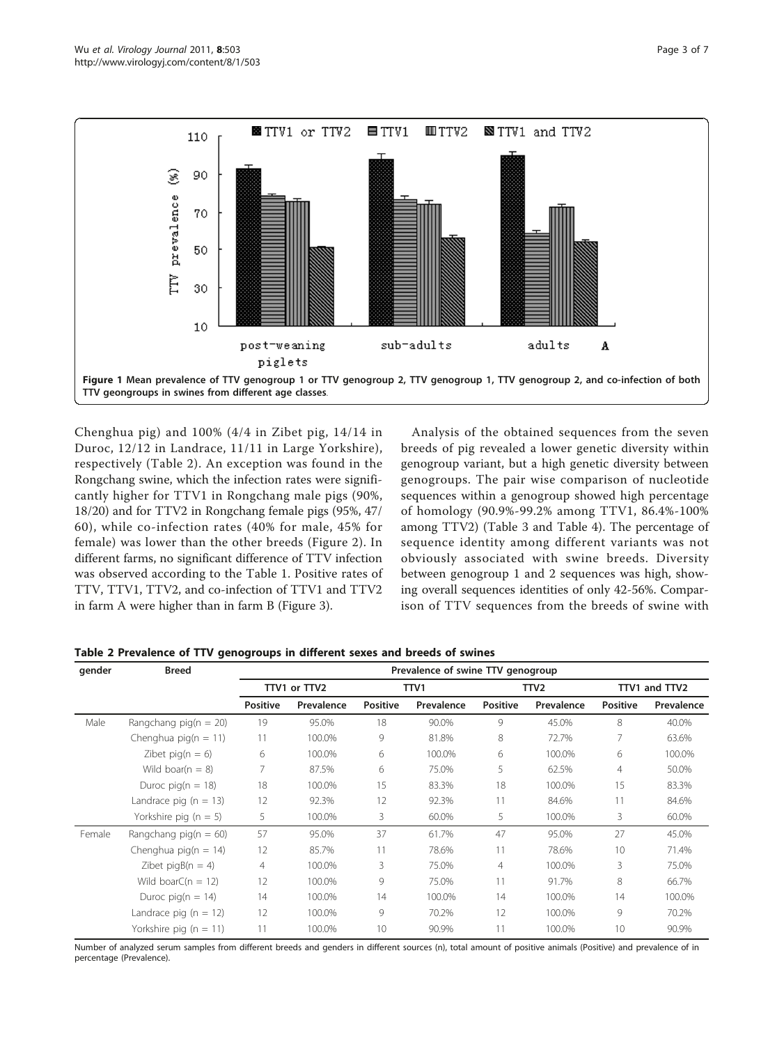Figure 1 Mean prevalence of TTV genogroup 1 or TTV genogroup 2, TTV genogroup 1, TTV genogroup 2, and co-infection of both TTV geongroups in swines from different age classes.

Chenghua pig) and 100% (4/4 in Zibet pig, 14/14 in Duroc, 12/12 in Landrace, 11/11 in Large Yorkshire), respectively (Table 2). An exception was found in the Rongchang swine, which the infection rates were significantly higher for TTV1 in Rongchang male pigs (90%, 18/20) and for TTV2 in Rongchang female pigs (95%, 47/60), while co-infection rates (40% for male, 45% for female) was lower than the other breeds (Figure 2). In different farms, no significant difference of TTV infection was observed according to the Table 1. Positive rates of TTV, TTV1, TTV2, and co-infection of TTV1 and TTV2 in farm A were higher than in farm B (Figure 3).

Analysis of the obtained sequences from the seven breeds of pig revealed a lower genetic diversity within genogroup variant, but a high genetic diversity between genogroups. The pair wise comparison of nucleotide sequences within a genogroup showed high percentage of homology (90.9%-99.2% among TTV1, 86.4%-100% among TTV2) (Table 3 and Table 4). The percentage of sequence identity among different variants was not obviously associated with swine breeds. Diversity between genogroup 1 and 2 sequences was high, showing overall sequences identities of only 42-56%. Comparison of TTV sequences from the breeds of swine with

**Table 2 Prevalence of TTV genogroups in different sexes and breeds of swines**

| gender | Breed | Prevalence of swine TTV genogroup | | | | | | | |
|---|---|---|---|---|---|---|---|---|---|
| | | TTV1 or TTV2 | | TTV1 | | TTV2 | | TTV1 and TTV2 | |
| | | Positive | Prevalence | Positive | Prevalence | Positive | Prevalence | Positive | Prevalence |
| Male | Rangchang pig(n = 20) | 19 | 95.0% | 18 | 90.0% | 9 | 45.0% | 8 | 40.0% |
| | Chenghua pig(n = 11) | 11 | 100.0% | 9 | 81.8% | 8 | 72.7% | 7 | 63.6% |
| | Zibet pig(n = 6) | 6 | 100.0% | 6 | 100.0% | 6 | 100.0% | 6 | 100.0% |
| | Wild boar(n = 8) | 7 | 87.5% | 6 | 75.0% | 5 | 62.5% | 4 | 50.0% |
| | Duroc pig(n = 18) | 18 | 100.0% | 15 | 83.3% | 18 | 100.0% | 15 | 83.3% |
| | Landrace pig (n = 13) | 12 | 92.3% | 12 | 92.3% | 11 | 84.6% | 11 | 84.6% |
| | Yorkshire pig (n = 5) | 5 | 100.0% | 3 | 60.0% | 5 | 100.0% | 3 | 60.0% |
| Female | Rangchang pig(n = 60) | 57 | 95.0% | 37 | 61.7% | 47 | 95.0% | 27 | 45.0% |
| | Chenghua pig(n = 14) | 12 | 85.7% | 11 | 78.6% | 11 | 78.6% | 10 | 71.4% |
| | Zibet pigB(n = 4) | 4 | 100.0% | 3 | 75.0% | 4 | 100.0% | 3 | 75.0% |
| | Wild boarC(n = 12) | 12 | 100.0% | 9 | 75.0% | 11 | 91.7% | 8 | 66.7% |
| | Duroc pig(n = 14) | 14 | 100.0% | 14 | 100.0% | 14 | 100.0% | 14 | 100.0% |
| | Landrace pig (n = 12) | 12 | 100.0% | 9 | 70.2% | 12 | 100.0% | 9 | 70.2% |
| | Yorkshire pig (n = 11) | 11 | 100.0% | 10 | 90.9% | 11 | 100.0% | 10 | 90.9% |

Number of analyzed serum samples from different breeds and genders in different sources (n), total amount of positive animals (Positive) and prevalence of in percentage (Prevalence).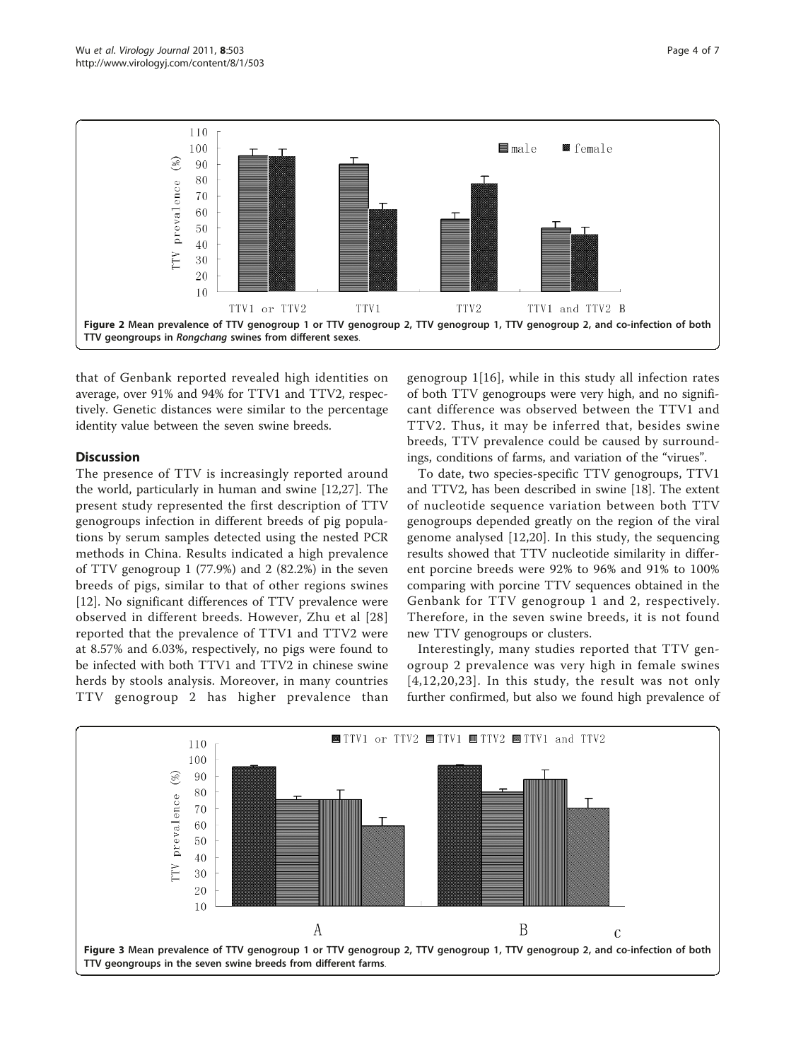**Figure 2 Mean prevalence of TTV genogroup 1 or TTV genogroup 2, TTV genogroup 1, TTV genogroup 2, and co-infection of both TTV geongroups in *Rongchang* swines from different sexes**.

that of Genbank reported revealed high identities on average, over 91% and 94% for TTV1 and TTV2, respectively. Genetic distances were similar to the percentage identity value between the seven swine breeds.

## Discussion

The presence of TTV is increasingly reported around the world, particularly in human and swine [12,27]. The present study represented the first description of TTV genogroups infection in different breeds of pig populations by serum samples detected using the nested PCR methods in China. Results indicated a high prevalence of TTV genogroup 1 (77.9%) and 2 (82.2%) in the seven breeds of pigs, similar to that of other regions swines [12]. No significant differences of TTV prevalence were observed in different breeds. However, Zhu et al [28] reported that the prevalence of TTV1 and TTV2 were at 8.57% and 6.03%, respectively, no pigs were found to be infected with both TTV1 and TTV2 in chinese swine herds by stools analysis. Moreover, in many countries TTV genogroup 2 has higher prevalence than genogroup 1[16], while in this study all infection rates of both TTV genogroups were very high, and no significant difference was observed between the TTV1 and TTV2. Thus, it may be inferred that, besides swine breeds, TTV prevalence could be caused by surroundings, conditions of farms, and variation of the "viruses".

To date, two species-specific TTV genogroups, TTV1 and TTV2, has been described in swine [18]. The extent of nucleotide sequence variation between both TTV genogroups depended greatly on the region of the viral genome analysed [12,20]. In this study, the sequencing results showed that TTV nucleotide similarity in different porcine breeds were 92% to 96% and 91% to 100% comparing with porcine TTV sequences obtained in the Genbank for TTV genogroup 1 and 2, respectively. Therefore, in the seven swine breeds, it is not found new TTV genogroups or clusters.

Interestingly, many studies reported that TTV genogroup 2 prevalence was very high in female swines [4,12,20,23]. In this study, the result was not only further confirmed, but also we found high prevalence of

**Figure 3 Mean prevalence of TTV genogroup 1 or TTV genogroup 2, TTV genogroup 1, TTV genogroup 2, and co-infection of both TTV geongroups in the seven swine breeds from different farms**.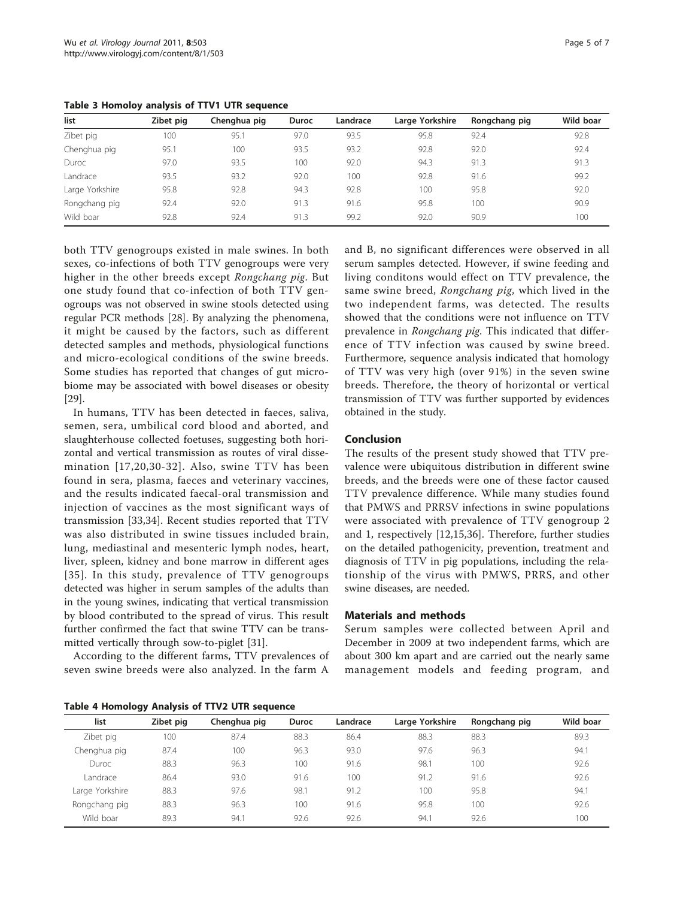**Table 3 Homoloy analysis of TTV1 UTR sequence**

| list | Zibet pig | Chenghua pig | Duroc | Landrace | Large Yorkshire | Rongchang pig | Wild boar |
|---|---|---|---|---|---|---|---|
| Zibet pig | 100 | 95.1 | 97.0 | 93.5 | 95.8 | 92.4 | 92.8 |
| Chenghua pig | 95.1 | 100 | 93.5 | 93.2 | 92.8 | 92.0 | 92.4 |
| Duroc | 97.0 | 93.5 | 100 | 92.0 | 94.3 | 91.3 | 91.3 |
| Landrace | 93.5 | 93.2 | 92.0 | 100 | 92.8 | 91.6 | 99.2 |
| Large Yorkshire | 95.8 | 92.8 | 94.3 | 92.8 | 100 | 95.8 | 92.0 |
| Rongchang pig | 92.4 | 92.0 | 91.3 | 91.6 | 95.8 | 100 | 90.9 |
| Wild boar | 92.8 | 92.4 | 91.3 | 99.2 | 92.0 | 90.9 | 100 |

both TTV genogroups existed in male swines. In both sexes, co-infections of both TTV genogroups were very higher in the other breeds except *Rongchang pig*. But one study found that co-infection of both TTV genogroups was not observed in swine stools detected using regular PCR methods [28]. By analyzing the phenomena, it might be caused by the factors, such as different detected samples and methods, physiological functions and micro-ecological conditions of the swine breeds. Some studies has reported that changes of gut microbiome may be associated with bowel diseases or obesity [29].

In humans, TTV has been detected in faeces, saliva, semen, sera, umbilical cord blood and aborted, and slaughterhouse collected foetuses, suggesting both horizontal and vertical transmission as routes of viral dissemination [17,20,30-32]. Also, swine TTV has been found in sera, plasma, faeces and veterinary vaccines, and the results indicated faecal-oral transmission and injection of vaccines as the most significant ways of transmission [33,34]. Recent studies reported that TTV was also distributed in swine tissues included brain, lung, mediastinal and mesenteric lymph nodes, heart, liver, spleen, kidney and bone marrow in different ages [35]. In this study, prevalence of TTV genogroups detected was higher in serum samples of the adults than in the young swines, indicating that vertical transmission by blood contributed to the spread of virus. This result further confirmed the fact that swine TTV can be transmitted vertically through sow-to-piglet [31].

According to the different farms, TTV prevalences of seven swine breeds were also analyzed. In the farm A and B, no significant differences were observed in all serum samples detected. However, if swine feeding and living conditons would effect on TTV prevalence, the same swine breed, *Rongchang pig*, which lived in the two independent farms, was detected. The results showed that the conditions were not influence on TTV prevalence in *Rongchang pig*. This indicated that difference of TTV infection was caused by swine breed. Furthermore, sequence analysis indicated that homology of TTV was very high (over 91%) in the seven swine breeds. Therefore, the theory of horizontal or vertical transmission of TTV was further supported by evidences obtained in the study.

## Conclusion

The results of the present study showed that TTV prevalence were ubiquitous distribution in different swine breeds, and the breeds were one of these factor caused TTV prevalence difference. While many studies found that PMWS and PRRSV infections in swine populations were associated with prevalence of TTV genogroup 2 and 1, respectively [12,15,36]. Therefore, further studies on the detailed pathogenicity, prevention, treatment and diagnosis of TTV in pig populations, including the relationship of the virus with PMWS, PRRS, and other swine diseases, are needed.

## Materials and methods

Serum samples were collected between April and December in 2009 at two independent farms, which are about 300 km apart and are carried out the nearly same management models and feeding program, and

**Table 4 Homology Analysis of TTV2 UTR sequence**

| list | Zibet pig | Chenghua pig | Duroc | Landrace | Large Yorkshire | Rongchang pig | Wild boar |
|---|---|---|---|---|---|---|---|
| Zibet pig | 100 | 87.4 | 88.3 | 86.4 | 88.3 | 88.3 | 89.3 |
| Chenghua pig | 87.4 | 100 | 96.3 | 93.0 | 97.6 | 96.3 | 94.1 |
| Duroc | 88.3 | 96.3 | 100 | 91.6 | 98.1 | 100 | 92.6 |
| Landrace | 86.4 | 93.0 | 91.6 | 100 | 91.2 | 91.6 | 92.6 |
| Large Yorkshire | 88.3 | 97.6 | 98.1 | 91.2 | 100 | 95.8 | 94.1 |
| Rongchang pig | 88.3 | 96.3 | 100 | 91.6 | 95.8 | 100 | 92.6 |
| Wild boar | 89.3 | 94.1 | 92.6 | 92.6 | 94.1 | 92.6 | 100 |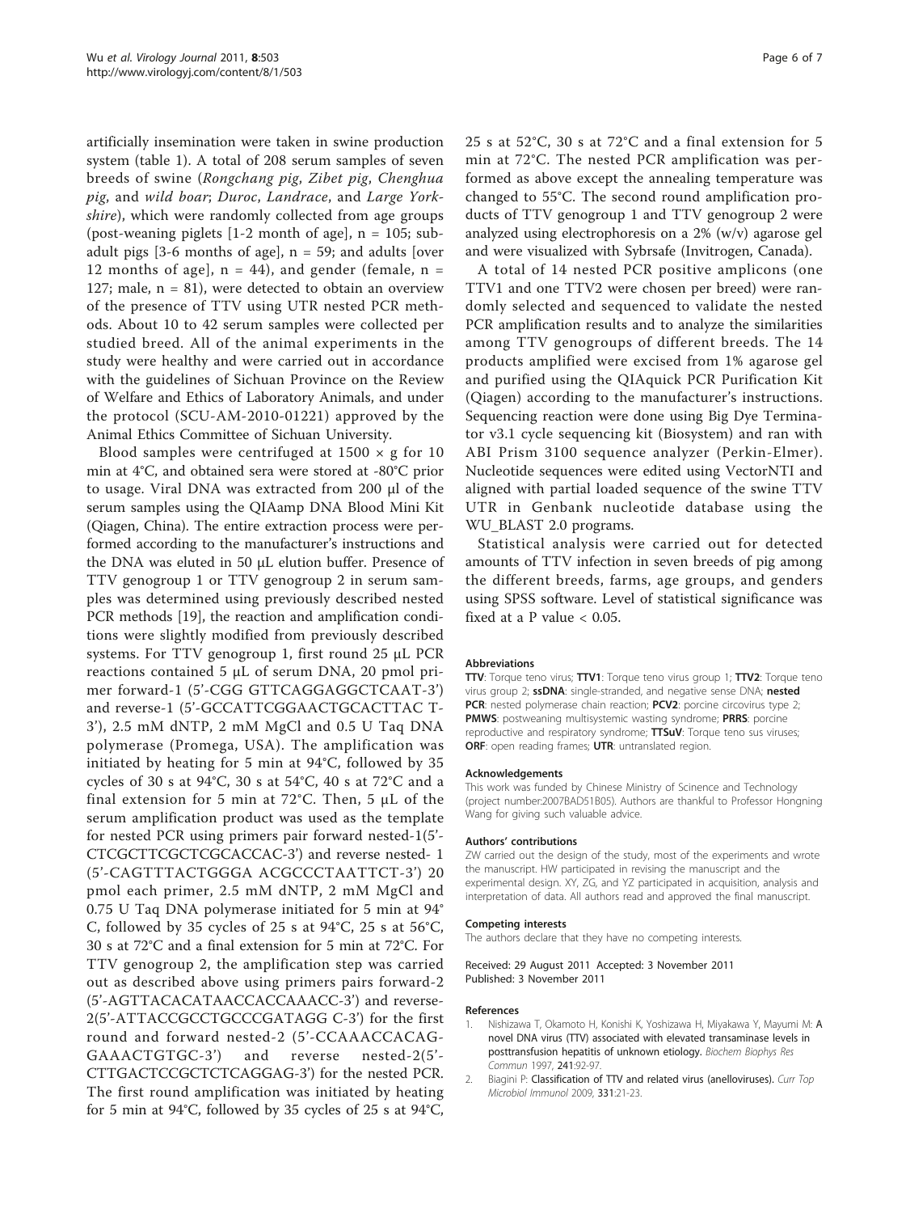artificially insemination were taken in swine production system (table 1). A total of 208 serum samples of seven breeds of swine (*Rongchang pig*, *Zibet pig*, *Chenghua pig*, and *wild boar*; *Duroc*, *Landrace*, and *Large Yorkshire*), which were randomly collected from age groups (post-weaning piglets [1-2 month of age], n = 105; subadult pigs [3-6 months of age], n = 59; and adults [over 12 months of age], n = 44), and gender (female, n = 127; male, n = 81), were detected to obtain an overview of the presence of TTV using UTR nested PCR methods. About 10 to 42 serum samples were collected per studied breed. All of the animal experiments in the study were healthy and were carried out in accordance with the guidelines of Sichuan Province on the Review of Welfare and Ethics of Laboratory Animals, and under the protocol (SCU-AM-2010-01221) approved by the Animal Ethics Committee of Sichuan University.

Blood samples were centrifuged at 1500 × g for 10 min at 4°C, and obtained sera were stored at -80°C prior to usage. Viral DNA was extracted from 200 μl of the serum samples using the QIAamp DNA Blood Mini Kit (Qiagen, China). The entire extraction process were performed according to the manufacturer's instructions and the DNA was eluted in 50 μL elution buffer. Presence of TTV genogroup 1 or TTV genogroup 2 in serum samples was determined using previously described nested PCR methods [19], the reaction and amplification conditions were slightly modified from previously described systems. For TTV genogroup 1, first round 25 μL PCR reactions contained 5 μL of serum DNA, 20 pmol primer forward-1 (5'-CGG GTTCAGGAGGCTCAAT-3') and reverse-1 (5'-GCCATTCGGAACTGCACTTAC T-3'), 2.5 mM dNTP, 2 mM MgCl and 0.5 U Taq DNA polymerase (Promega, USA). The amplification was initiated by heating for 5 min at 94°C, followed by 35 cycles of 30 s at 94°C, 30 s at 54°C, 40 s at 72°C and a final extension for 5 min at 72°C. Then, 5 μL of the serum amplification product was used as the template for nested PCR using primers pair forward nested-1(5'-CTCGCTTCGCTCGCACCAC-3') and reverse nested- 1 (5'-CAGTTTACTGGGA ACGCCCTAATTCT-3') 20 pmol each primer, 2.5 mM dNTP, 2 mM MgCl and 0.75 U Taq DNA polymerase initiated for 5 min at 94° C, followed by 35 cycles of 25 s at 94°C, 25 s at 56°C, 30 s at 72°C and a final extension for 5 min at 72°C. For TTV genogroup 2, the amplification step was carried out as described above using primers pairs forward-2 (5'-AGTTACACATAACCACCAAACC-3') and reverse-2(5'-ATTACCGCCTGCCCGATAGG C-3') for the first round and forward nested-2 (5'-CCAAACCACAG-GAAACTGTGC-3') and reverse nested-2(5'-CTTGACTCCGCTCTCAGGAG-3') for the nested PCR. The first round amplification was initiated by heating for 5 min at 94°C, followed by 35 cycles of 25 s at 94°C, 25 s at 52°C, 30 s at 72°C and a final extension for 5 min at 72°C. The nested PCR amplification was performed as above except the annealing temperature was changed to 55°C. The second round amplification products of TTV genogroup 1 and TTV genogroup 2 were analyzed using electrophoresis on a 2% (w/v) agarose gel and were visualized with Sybrsafe (Invitrogen, Canada).

A total of 14 nested PCR positive amplicons (one TTV1 and one TTV2 were chosen per breed) were randomly selected and sequenced to validate the nested PCR amplification results and to analyze the similarities among TTV genogroups of different breeds. The 14 products amplified were excised from 1% agarose gel and purified using the QIAquick PCR Purification Kit (Qiagen) according to the manufacturer's instructions. Sequencing reaction were done using Big Dye Terminator v3.1 cycle sequencing kit (Biosystem) and ran with ABI Prism 3100 sequence analyzer (Perkin-Elmer). Nucleotide sequences were edited using VectorNTI and aligned with partial loaded sequence of the swine TTV UTR in Genbank nucleotide database using the WU_BLAST 2.0 programs.

Statistical analysis were carried out for detected amounts of TTV infection in seven breeds of pig among the different breeds, farms, age groups, and genders using SPSS software. Level of statistical significance was fixed at a P value < 0.05.

#### Abbreviations

**TTV**: Torque teno virus; **TTV1**: Torque teno virus group 1; **TTV2**: Torque teno virus group 2; **ssDNA**: single-stranded, and negative sense DNA; **nested PCR**: nested polymerase chain reaction; **PCV2**: porcine circovirus type 2; **PMWS**: postweaning multisystemic wasting syndrome; **PRRS**: porcine reproductive and respiratory syndrome; **TTSuV**: Torque teno sus viruses; **ORF**: open reading frames; **UTR**: untranslated region.

#### Acknowledgements

This work was funded by Chinese Ministry of Scinence and Technology (project number:2007BAD51B05). Authors are thankful to Professor Hongning Wang for giving such valuable advice.

#### Authors' contributions

ZW carried out the design of the study, most of the experiments and wrote the manuscript. HW participated in revising the manuscript and the experimental design. XY, ZG, and YZ participated in acquisition, analysis and interpretation of data. All authors read and approved the final manuscript.

#### Competing interests

The authors declare that they have no competing interests.

Received: 29 August 2011 Accepted: 3 November 2011
Published: 3 November 2011

#### References

1. Nishizawa T, Okamoto H, Konishi K, Yoshizawa H, Miyakawa Y, Mayumi M: **A novel DNA virus (TTV) associated with elevated transaminase levels in posttransfusion hepatitis of unknown etiology.** *Biochem Biophys Res Commun* 1997, **241**:92-97.
2. Biagini P: **Classification of TTV and related virus (anelloviruses).** *Curr Top Microbiol Immunol* 2009, **331**:21-23.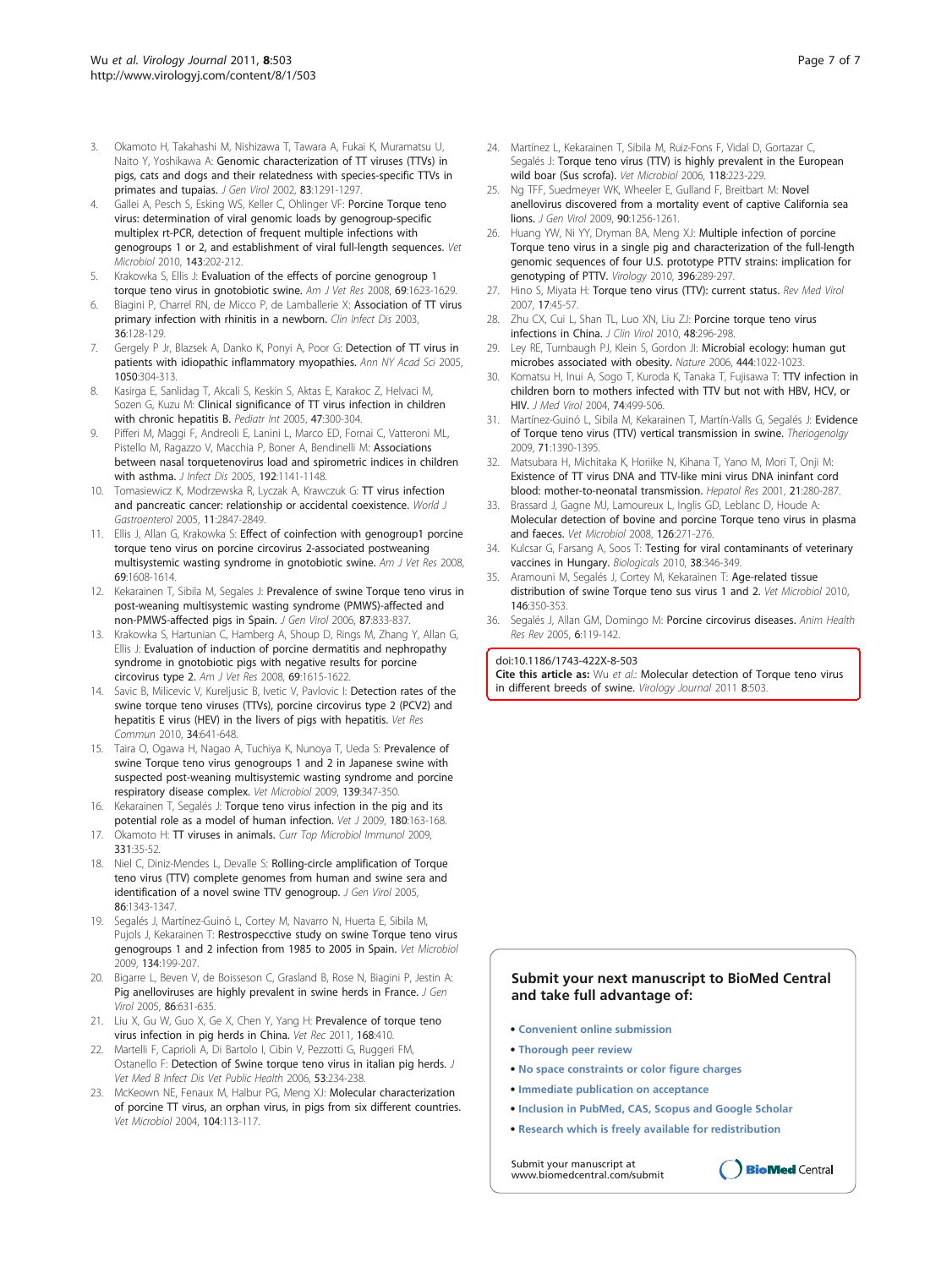3. Okamoto H, Takahashi M, Nishizawa T, Tawara A, Fukai K, Muramatsu U, Naito Y, Yoshikawa A: **Genomic characterization of TT viruses (TTVs) in pigs, cats and dogs and their relatedness with species-specific TTVs in primates and tupaias.** *J Gen Virol* 2002, **83**:1291-1297.
4. Gallei A, Pesch S, Esking WS, Keller C, Ohlinger VF: **Porcine Torque teno virus: determination of viral genomic loads by genogroup-specific multiplex rt-PCR, detection of frequent multiple infections with genogroups 1 or 2, and establishment of viral full-length sequences.** *Vet Microbiol* 2010, **143**:202-212.
5. Krakowka S, Ellis J: **Evaluation of the effects of porcine genogroup 1 torque teno virus in gnotobiotic swine.** *Am J Vet Res* 2008, **69**:1623-1629.
6. Biagini P, Charrel RN, de Micco P, de Lamballerie X: **Association of TT virus primary infection with rhinitis in a newborn.** *Clin Infect Dis* 2003, **36**:128-129.
7. Gergely P Jr, Blazsek A, Danko K, Ponyi A, Poor G: **Detection of TT virus in patients with idiopathic inflammatory myopathies.** *Ann NY Acad Sci* 2005, **1050**:304-313.
8. Kasirga E, Sanlidag T, Akcali S, Keskin S, Aktas E, Karakoc Z, Helvaci M, Sozen G, Kuzu M: **Clinical significance of TT virus infection in children with chronic hepatitis B.** *Pediatr Int* 2005, **47**:300-304.
9. Pifferi M, Maggi F, Andreoli E, Lanini L, Marco ED, Fornai C, Vatteroni ML, Pistello M, Ragazzo V, Macchia P, Boner A, Bendinelli M: **Associations between nasal torquetenovirus load and spirometric indices in children with asthma.** *J Infect Dis* 2005, **192**:1141-1148.
10. Tomasiewicz K, Modrzewska R, Lyczak A, Krawczuk G: **TT virus infection and pancreatic cancer: relationship or accidental coexistence.** *World J Gastroenterol* 2005, **11**:2847-2849.
11. Ellis J, Allan G, Krakowka S: **Effect of coinfection with genogroup1 porcine torque teno virus on porcine circovirus 2-associated postweaning multisystemic wasting syndrome in gnotobiotic swine.** *Am J Vet Res* 2008, **69**:1608-1614.
12. Kekarainen T, Sibila M, Segales J: **Prevalence of swine Torque teno virus in post-weaning multisystemic wasting syndrome (PMWS)-affected and non-PMWS-affected pigs in Spain.** *J Gen Virol* 2006, **87**:833-837.
13. Krakowka S, Hartunian C, Hamberg A, Shoup D, Rings M, Zhang Y, Allan G, Ellis J: **Evaluation of induction of porcine dermatitis and nephropathy syndrome in gnotobiotic pigs with negative results for porcine circovirus type 2.** *Am J Vet Res* 2008, **69**:1615-1622.
14. Savic B, Milicevic V, Kureljusic B, Ivetic V, Pavlovic I: **Detection rates of the swine torque teno viruses (TTVs), porcine circovirus type 2 (PCV2) and hepatitis E virus (HEV) in the livers of pigs with hepatitis.** *Vet Res Commun* 2010, **34**:641-648.
15. Taira O, Ogawa H, Nagao A, Tuchiya K, Nunoya T, Ueda S: **Prevalence of swine Torque teno virus genogroups 1 and 2 in Japanese swine with suspected post-weaning multisystemic wasting syndrome and porcine respiratory disease complex.** *Vet Microbiol* 2009, **139**:347-350.
16. Kekarainen T, Segalés J: **Torque teno virus infection in the pig and its potential role as a model of human infection.** *Vet J* 2009, **180**:163-168.
17. Okamoto H: **TT viruses in animals.** *Curr Top Microbiol Immunol* 2009, **331**:35-52.
18. Niel C, Diniz-Mendes L, Devalle S: **Rolling-circle amplification of Torque teno virus (TTV) complete genomes from human and swine sera and identification of a novel swine TTV genogroup.** *J Gen Virol* 2005, **86**:1343-1347.
19. Segalés J, Martínez-Guinó L, Cortey M, Navarro N, Huerta E, Sibila M, Pujols J, Kekarainen T: **Restrospecctive study on swine Torque teno virus genogroups 1 and 2 infection from 1985 to 2005 in Spain.** *Vet Microbiol* 2009, **134**:199-207.
20. Bigarre L, Beven V, de Boisseson C, Grasland B, Rose N, Biagini P, Jestin A: **Pig anelloviruses are highly prevalent in swine herds in France.** *J Gen Virol* 2005, **86**:631-635.
21. Liu X, Gu W, Guo X, Ge X, Chen Y, Yang H: **Prevalence of torque teno virus infection in pig herds in China.** *Vet Rec* 2011, **168**:410.
22. Martelli F, Caprioli A, Di Bartolo I, Cibin V, Pezzotti G, Ruggeri FM, Ostanello F: **Detection of Swine torque teno virus in italian pig herds.** *J Vet Med B Infect Dis Vet Public Health* 2006, **53**:234-238.
23. McKeown NE, Fenaux M, Halbur PG, Meng XJ: **Molecular characterization of porcine TT virus, an orphan virus, in pigs from six different countries.** *Vet Microbiol* 2004, **104**:113-117.
24. Martínez L, Kekarainen T, Sibila M, Ruiz-Fons F, Vidal D, Gortazar C, Segalés J: **Torque teno virus (TTV) is highly prevalent in the European wild boar (Sus scrofa).** *Vet Microbiol* 2006, **118**:223-229.
25. Ng TFF, Suedmeyer WK, Wheeler E, Gulland F, Breitbart M: **Novel anellovirus discovered from a mortality event of captive California sea lions.** *J Gen Virol* 2009, **90**:1256-1261.
26. Huang YW, Ni YY, Dryman BA, Meng XJ: **Multiple infection of porcine Torque teno virus in a single pig and characterization of the full-length genomic sequences of four U.S. prototype PTTV strains: implication for genotyping of PTTV.** *Virology* 2010, **396**:289-297.
27. Hino S, Miyata H: **Torque teno virus (TTV): current status.** *Rev Med Virol* 2007, **17**:45-57.
28. Zhu CX, Cui L, Shan TL, Luo XN, Liu ZJ: **Porcine torque teno virus infections in China.** *J Clin Virol* 2010, **48**:296-298.
29. Ley RE, Turnbaugh PJ, Klein S, Gordon JI: **Microbial ecology: human gut microbes associated with obesity.** *Nature* 2006, **444**:1022-1023.
30. Komatsu H, Inui A, Sogo T, Kuroda K, Tanaka T, Fujisawa T: **TTV infection in children born to mothers infected with TTV but not with HBV, HCV, or HIV.** *J Med Virol* 2004, **74**:499-506.
31. Martínez-Guinó L, Sibila M, Kekarainen T, Martín-Valls G, Segalés J: **Evidence of Torque teno virus (TTV) vertical transmission in swine.** *Theriogenolgy* 2009, **71**:1390-1395.
32. Matsubara H, Michitaka K, Horiike N, Kihana T, Yano M, Mori T, Onji M: **Existence of TT virus DNA and TTV-like mini virus DNA ininfant cord blood: mother-to-neonatal transmission.** *Hepatol Res* 2001, **21**:280-287.
33. Brassard J, Gagne MJ, Lamoureux L, Inglis GD, Leblanc D, Houde A: **Molecular detection of bovine and porcine Torque teno virus in plasma and faeces.** *Vet Microbiol* 2008, **126**:271-276.
34. Kulcsar G, Farsang A, Soos T: **Testing for viral contaminants of veterinary vaccines in Hungary.** *Biologicals* 2010, **38**:346-349.
35. Aramouni M, Segalés J, Cortey M, Kekarainen T: **Age-related tissue distribution of swine Torque teno sus virus 1 and 2.** *Vet Microbiol* 2010, **146**:350-353.
36. Segalés J, Allan GM, Domingo M: **Porcine circovirus diseases.** *Anim Health Res Rev* 2005, **6**:119-142.

doi:10.1186/1743-422X-8-503
**Cite this article as:** Wu *et al.*: Molecular detection of Torque teno virus in different breeds of swine. *Virology Journal* 2011 **8**:503.

**Submit your next manuscript to BioMed Central and take full advantage of:**

- Convenient online submission
- Thorough peer review
- No space constraints or color figure charges
- Immediate publication on acceptance
- Inclusion in PubMed, CAS, Scopus and Google Scholar
- Research which is freely available for redistribution

Submit your manuscript at
www.biomedcentral.com/submit

BioMed Central